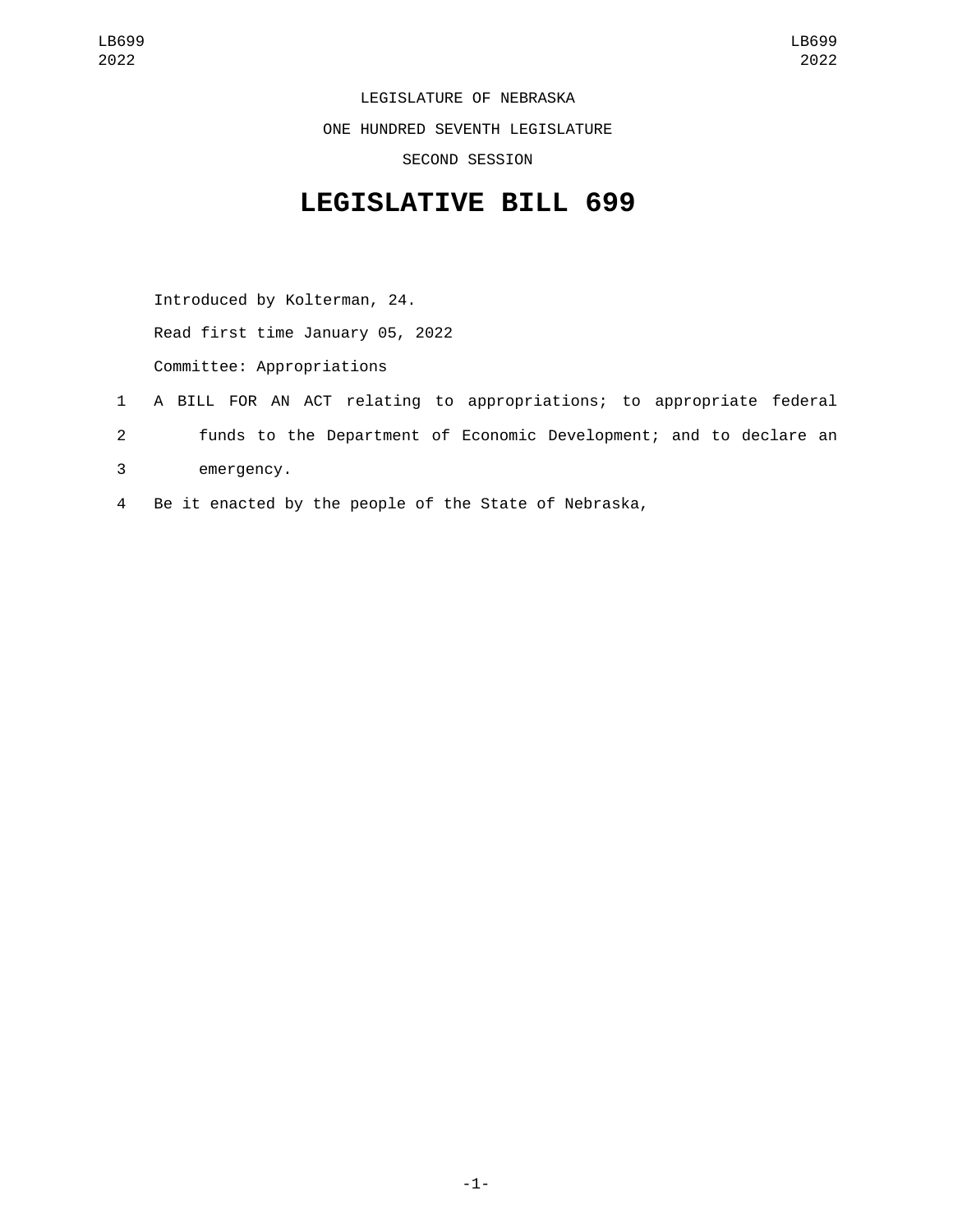LEGISLATURE OF NEBRASKA

ONE HUNDRED SEVENTH LEGISLATURE

SECOND SESSION

# LEGISLATIVE BILL 699

Introduced by Kolterman, 24.

Read first time January 05, 2022

Committee: Appropriations

1 A BILL FOR AN ACT relating to appropriations; to appropriate federal
2 funds to the Department of Economic Development; and to declare an
3 emergency.

4 Be it enacted by the people of the State of Nebraska,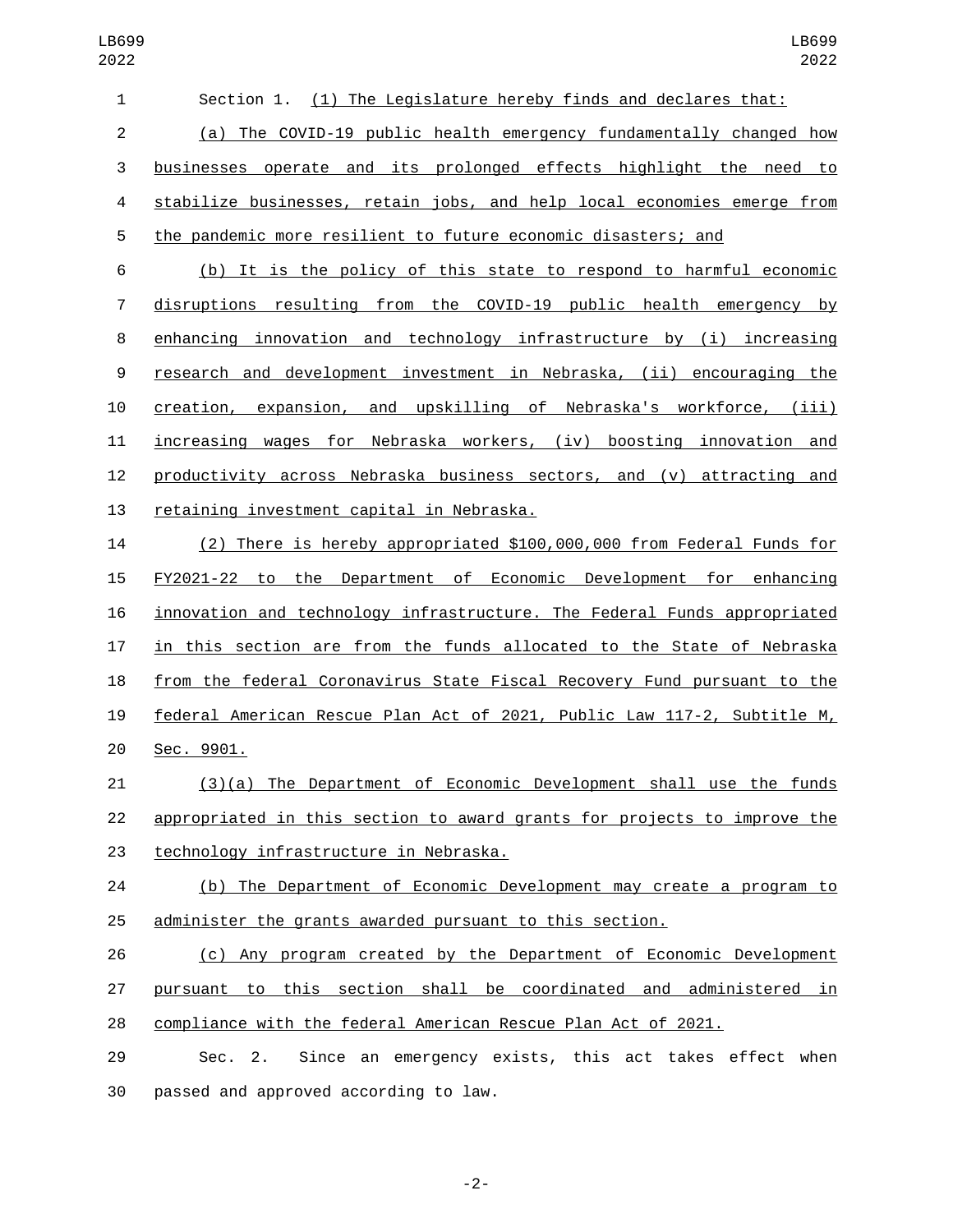Section 1. (1) The Legislature hereby finds and declares that:

(a) The COVID-19 public health emergency fundamentally changed how businesses operate and its prolonged effects highlight the need to stabilize businesses, retain jobs, and help local economies emerge from the pandemic more resilient to future economic disasters; and

(b) It is the policy of this state to respond to harmful economic disruptions resulting from the COVID-19 public health emergency by enhancing innovation and technology infrastructure by (i) increasing research and development investment in Nebraska, (ii) encouraging the creation, expansion, and upskilling of Nebraska's workforce, (iii) increasing wages for Nebraska workers, (iv) boosting innovation and productivity across Nebraska business sectors, and (v) attracting and retaining investment capital in Nebraska.

(2) There is hereby appropriated $100,000,000 from Federal Funds for FY2021-22 to the Department of Economic Development for enhancing innovation and technology infrastructure. The Federal Funds appropriated in this section are from the funds allocated to the State of Nebraska from the federal Coronavirus State Fiscal Recovery Fund pursuant to the federal American Rescue Plan Act of 2021, Public Law 117-2, Subtitle M, Sec. 9901.

(3)(a) The Department of Economic Development shall use the funds appropriated in this section to award grants for projects to improve the technology infrastructure in Nebraska.

(b) The Department of Economic Development may create a program to administer the grants awarded pursuant to this section.

(c) Any program created by the Department of Economic Development pursuant to this section shall be coordinated and administered in compliance with the federal American Rescue Plan Act of 2021.

Sec. 2. Since an emergency exists, this act takes effect when passed and approved according to law.